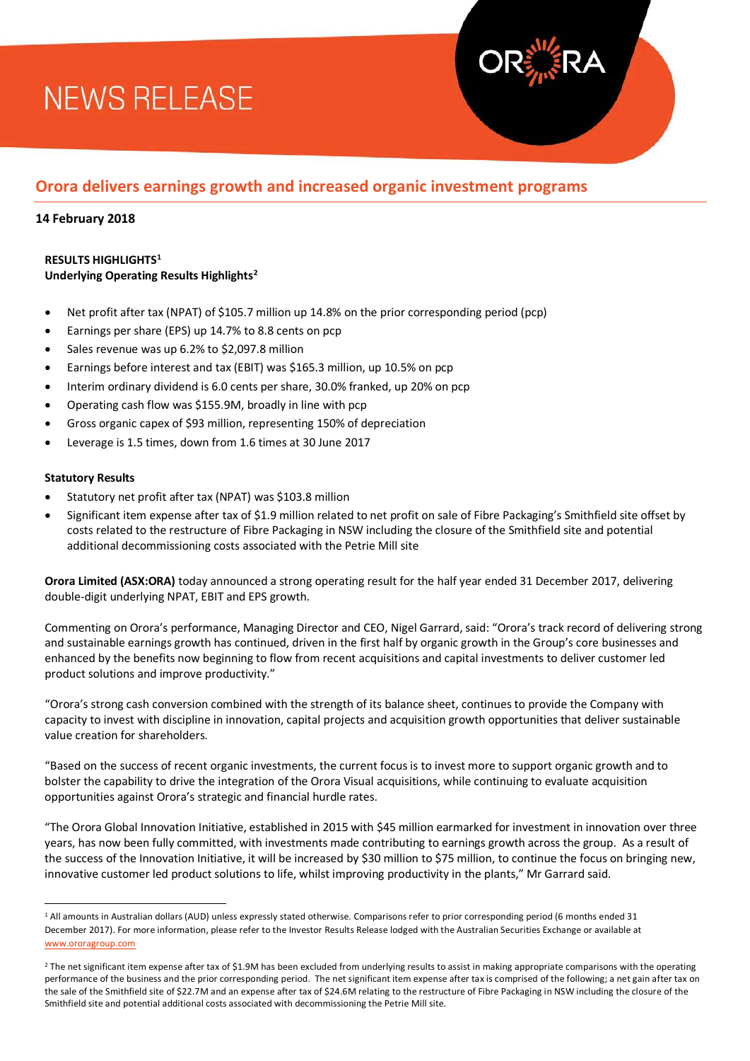# NEWS RELEASE

## Orora delivers earnings growth and increased organic investment programs

**14 February 2018**

**RESULTS HIGHLIGHTS[1]**
**Underlying Operating Results Highlights[2]**

- Net profit after tax (NPAT) of $105.7 million up 14.8% on the prior corresponding period (pcp)
- Earnings per share (EPS) up 14.7% to 8.8 cents on pcp
- Sales revenue was up 6.2% to $2,097.8 million
- Earnings before interest and tax (EBIT) was $165.3 million, up 10.5% on pcp
- Interim ordinary dividend is 6.0 cents per share, 30.0% franked, up 20% on pcp
- Operating cash flow was $155.9M, broadly in line with pcp
- Gross organic capex of $93 million, representing 150% of depreciation
- Leverage is 1.5 times, down from 1.6 times at 30 June 2017

**Statutory Results**

- Statutory net profit after tax (NPAT) was $103.8 million
- Significant item expense after tax of $1.9 million related to net profit on sale of Fibre Packaging's Smithfield site offset by costs related to the restructure of Fibre Packaging in NSW including the closure of the Smithfield site and potential additional decommissioning costs associated with the Petrie Mill site

**Orora Limited (ASX:ORA)** today announced a strong operating result for the half year ended 31 December 2017, delivering double-digit underlying NPAT, EBIT and EPS growth.

Commenting on Orora's performance, Managing Director and CEO, Nigel Garrard, said: "Orora's track record of delivering strong and sustainable earnings growth has continued, driven in the first half by organic growth in the Group's core businesses and enhanced by the benefits now beginning to flow from recent acquisitions and capital investments to deliver customer led product solutions and improve productivity."

"Orora's strong cash conversion combined with the strength of its balance sheet, continues to provide the Company with capacity to invest with discipline in innovation, capital projects and acquisition growth opportunities that deliver sustainable value creation for shareholders.

"Based on the success of recent organic investments, the current focus is to invest more to support organic growth and to bolster the capability to drive the integration of the Orora Visual acquisitions, while continuing to evaluate acquisition opportunities against Orora's strategic and financial hurdle rates.

"The Orora Global Innovation Initiative, established in 2015 with $45 million earmarked for investment in innovation over three years, has now been fully committed, with investments made contributing to earnings growth across the group. As a result of the success of the Innovation Initiative, it will be increased by $30 million to $75 million, to continue the focus on bringing new, innovative customer led product solutions to life, whilst improving productivity in the plants," Mr Garrard said.

---

[1] All amounts in Australian dollars (AUD) unless expressly stated otherwise. Comparisons refer to prior corresponding period (6 months ended 31 December 2017). For more information, please refer to the Investor Results Release lodged with the Australian Securities Exchange or available at www.ororagroup.com

[2] The net significant item expense after tax of $1.9M has been excluded from underlying results to assist in making appropriate comparisons with the operating performance of the business and the prior corresponding period. The net significant item expense after tax is comprised of the following; a net gain after tax on the sale of the Smithfield site of $22.7M and an expense after tax of $24.6M relating to the restructure of Fibre Packaging in NSW including the closure of the Smithfield site and potential additional costs associated with decommissioning the Petrie Mill site.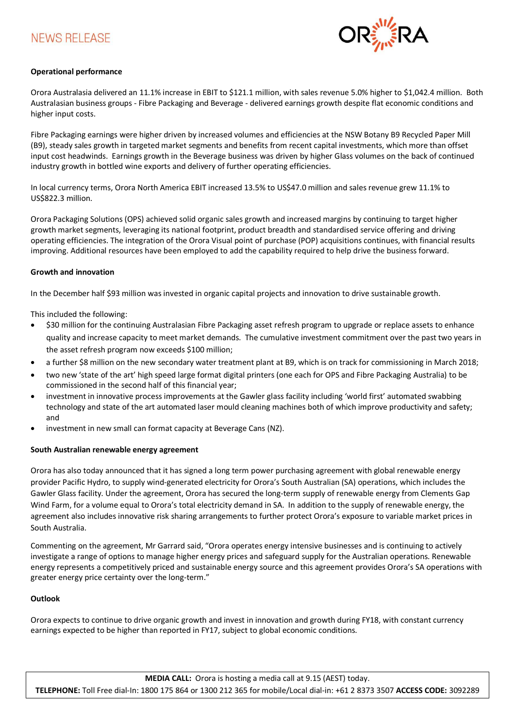**Operational performance**

Orora Australasia delivered an 11.1% increase in EBIT to $121.1 million, with sales revenue 5.0% higher to $1,042.4 million. Both Australasian business groups - Fibre Packaging and Beverage - delivered earnings growth despite flat economic conditions and higher input costs.

Fibre Packaging earnings were higher driven by increased volumes and efficiencies at the NSW Botany B9 Recycled Paper Mill (B9), steady sales growth in targeted market segments and benefits from recent capital investments, which more than offset input cost headwinds. Earnings growth in the Beverage business was driven by higher Glass volumes on the back of continued industry growth in bottled wine exports and delivery of further operating efficiencies.

In local currency terms, Orora North America EBIT increased 13.5% to US$47.0 million and sales revenue grew 11.1% to US$822.3 million.

Orora Packaging Solutions (OPS) achieved solid organic sales growth and increased margins by continuing to target higher growth market segments, leveraging its national footprint, product breadth and standardised service offering and driving operating efficiencies. The integration of the Orora Visual point of purchase (POP) acquisitions continues, with financial results improving. Additional resources have been employed to add the capability required to help drive the business forward.

**Growth and innovation**

In the December half $93 million was invested in organic capital projects and innovation to drive sustainable growth.

This included the following:

- $30 million for the continuing Australasian Fibre Packaging asset refresh program to upgrade or replace assets to enhance quality and increase capacity to meet market demands. The cumulative investment commitment over the past two years in the asset refresh program now exceeds $100 million;
- a further $8 million on the new secondary water treatment plant at B9, which is on track for commissioning in March 2018;
- two new 'state of the art' high speed large format digital printers (one each for OPS and Fibre Packaging Australia) to be commissioned in the second half of this financial year;
- investment in innovative process improvements at the Gawler glass facility including 'world first' automated swabbing technology and state of the art automated laser mould cleaning machines both of which improve productivity and safety; and
- investment in new small can format capacity at Beverage Cans (NZ).

**South Australian renewable energy agreement**

Orora has also today announced that it has signed a long term power purchasing agreement with global renewable energy provider Pacific Hydro, to supply wind-generated electricity for Orora's South Australian (SA) operations, which includes the Gawler Glass facility. Under the agreement, Orora has secured the long-term supply of renewable energy from Clements Gap Wind Farm, for a volume equal to Orora's total electricity demand in SA. In addition to the supply of renewable energy, the agreement also includes innovative risk sharing arrangements to further protect Orora's exposure to variable market prices in South Australia.

Commenting on the agreement, Mr Garrard said, "Orora operates energy intensive businesses and is continuing to actively investigate a range of options to manage higher energy prices and safeguard supply for the Australian operations. Renewable energy represents a competitively priced and sustainable energy source and this agreement provides Orora's SA operations with greater energy price certainty over the long-term."

**Outlook**

Orora expects to continue to drive organic growth and invest in innovation and growth during FY18, with constant currency earnings expected to be higher than reported in FY17, subject to global economic conditions.

**MEDIA CALL:** Orora is hosting a media call at 9.15 (AEST) today.
**TELEPHONE:** Toll Free dial-In: 1800 175 864 or 1300 212 365 for mobile/Local dial-in: +61 2 8373 3507 **ACCESS CODE:** 3092289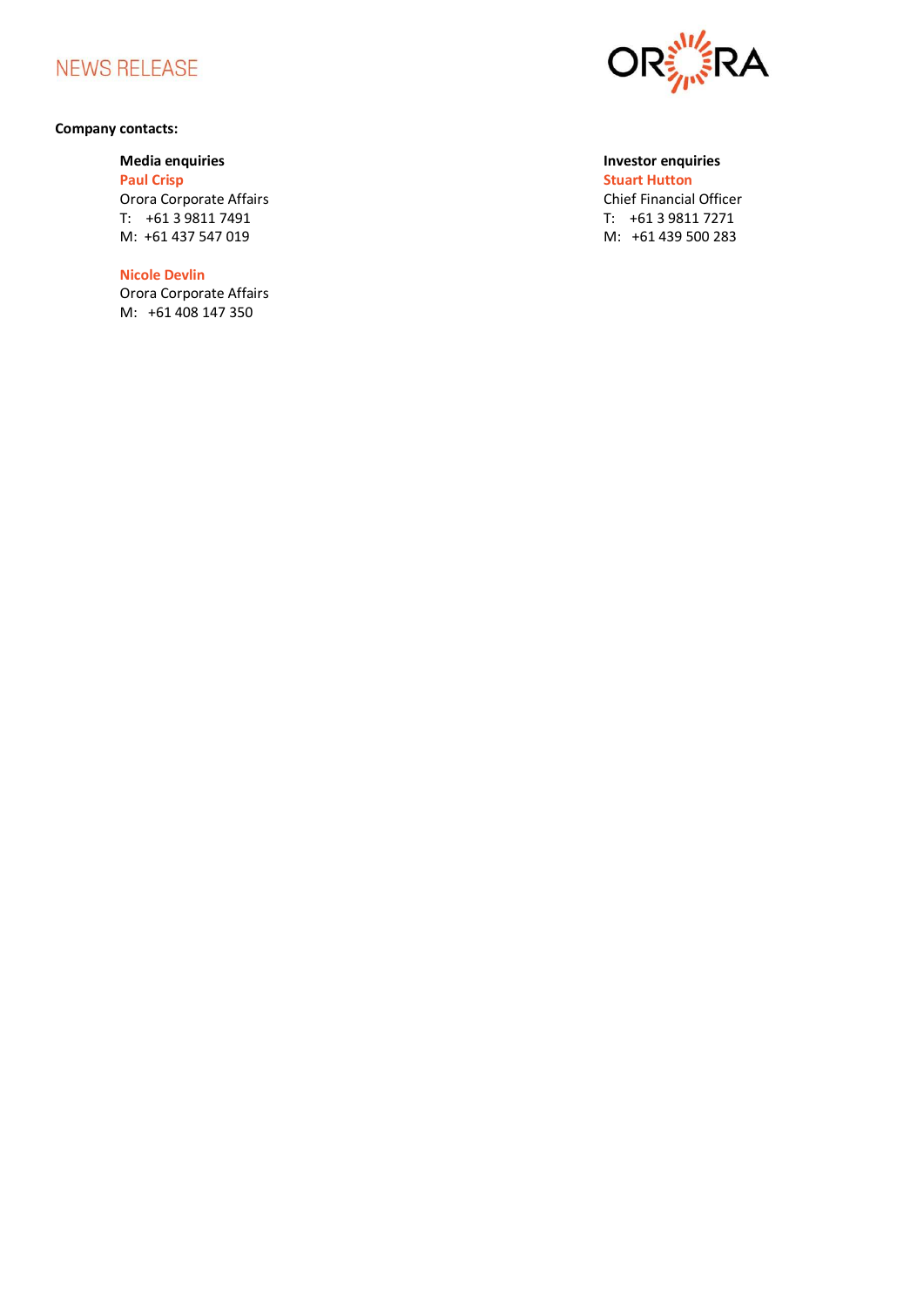NEWS RELEASE

ORORA

**Company contacts:**

**Media enquiries**
**Paul Crisp**
Orora Corporate Affairs
T: +61 3 9811 7491
M: +61 437 547 019

**Nicole Devlin**
Orora Corporate Affairs
M: +61 408 147 350

**Investor enquiries**
**Stuart Hutton**
Chief Financial Officer
T: +61 3 9811 7271
M: +61 439 500 283